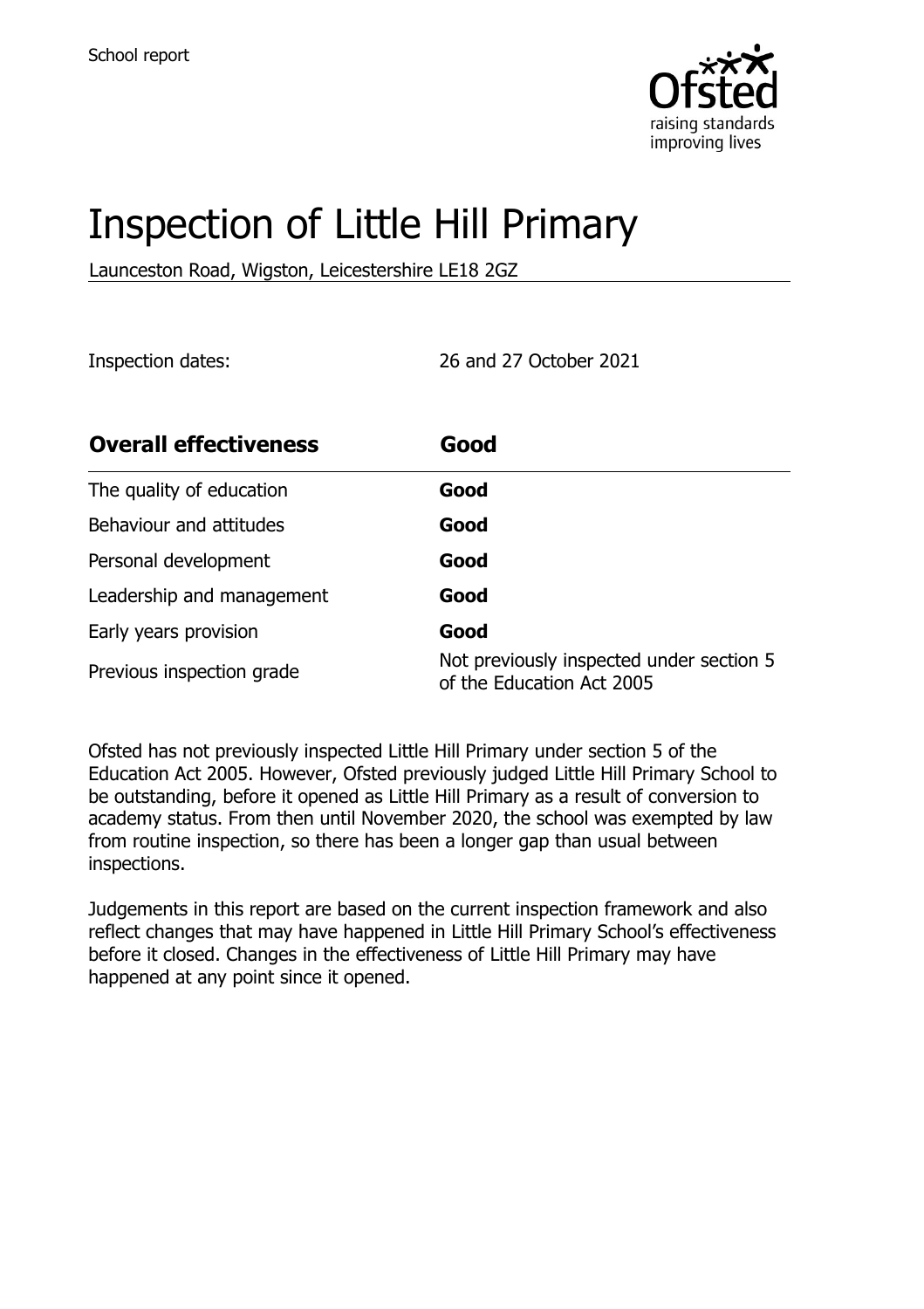School report

# Inspection of Little Hill Primary

Launceston Road, Wigston, Leicestershire LE18 2GZ

Inspection dates: 26 and 27 October 2021

| **Overall effectiveness** | **Good** |
| --- | --- |
| The quality of education | **Good** |
| Behaviour and attitudes | **Good** |
| Personal development | **Good** |
| Leadership and management | **Good** |
| Early years provision | **Good** |
| Previous inspection grade | Not previously inspected under section 5 of the Education Act 2005 |

Ofsted has not previously inspected Little Hill Primary under section 5 of the Education Act 2005. However, Ofsted previously judged Little Hill Primary School to be outstanding, before it opened as Little Hill Primary as a result of conversion to academy status. From then until November 2020, the school was exempted by law from routine inspection, so there has been a longer gap than usual between inspections.

Judgements in this report are based on the current inspection framework and also reflect changes that may have happened in Little Hill Primary School's effectiveness before it closed. Changes in the effectiveness of Little Hill Primary may have happened at any point since it opened.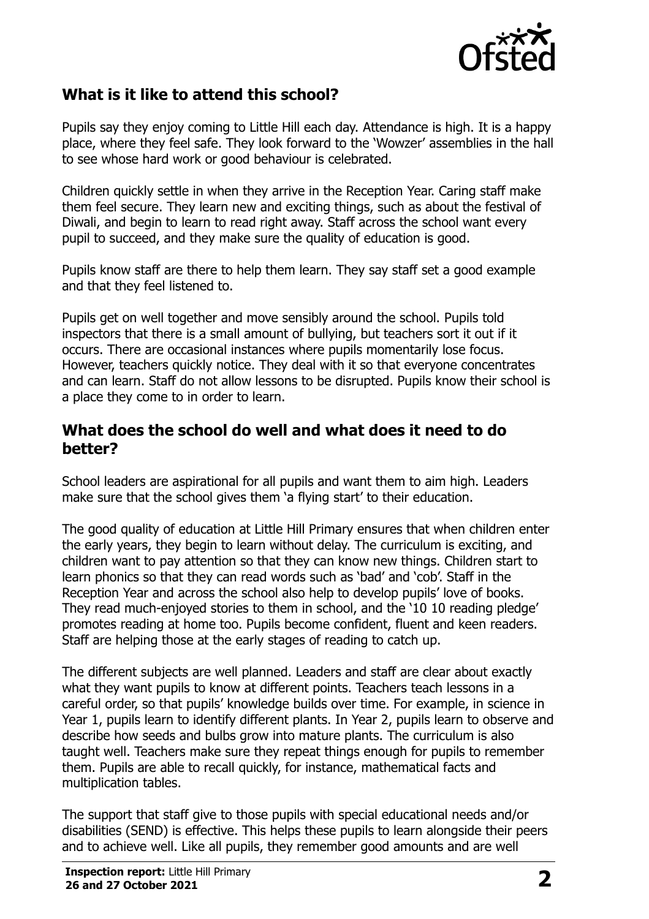## What is it like to attend this school?

Pupils say they enjoy coming to Little Hill each day. Attendance is high. It is a happy place, where they feel safe. They look forward to the 'Wowzer' assemblies in the hall to see whose hard work or good behaviour is celebrated.

Children quickly settle in when they arrive in the Reception Year. Caring staff make them feel secure. They learn new and exciting things, such as about the festival of Diwali, and begin to learn to read right away. Staff across the school want every pupil to succeed, and they make sure the quality of education is good.

Pupils know staff are there to help them learn. They say staff set a good example and that they feel listened to.

Pupils get on well together and move sensibly around the school. Pupils told inspectors that there is a small amount of bullying, but teachers sort it out if it occurs. There are occasional instances where pupils momentarily lose focus. However, teachers quickly notice. They deal with it so that everyone concentrates and can learn. Staff do not allow lessons to be disrupted. Pupils know their school is a place they come to in order to learn.

## What does the school do well and what does it need to do better?

School leaders are aspirational for all pupils and want them to aim high. Leaders make sure that the school gives them 'a flying start' to their education.

The good quality of education at Little Hill Primary ensures that when children enter the early years, they begin to learn without delay. The curriculum is exciting, and children want to pay attention so that they can know new things. Children start to learn phonics so that they can read words such as 'bad' and 'cob'. Staff in the Reception Year and across the school also help to develop pupils' love of books. They read much-enjoyed stories to them in school, and the '10 10 reading pledge' promotes reading at home too. Pupils become confident, fluent and keen readers. Staff are helping those at the early stages of reading to catch up.

The different subjects are well planned. Leaders and staff are clear about exactly what they want pupils to know at different points. Teachers teach lessons in a careful order, so that pupils' knowledge builds over time. For example, in science in Year 1, pupils learn to identify different plants. In Year 2, pupils learn to observe and describe how seeds and bulbs grow into mature plants. The curriculum is also taught well. Teachers make sure they repeat things enough for pupils to remember them. Pupils are able to recall quickly, for instance, mathematical facts and multiplication tables.

The support that staff give to those pupils with special educational needs and/or disabilities (SEND) is effective. This helps these pupils to learn alongside their peers and to achieve well. Like all pupils, they remember good amounts and are well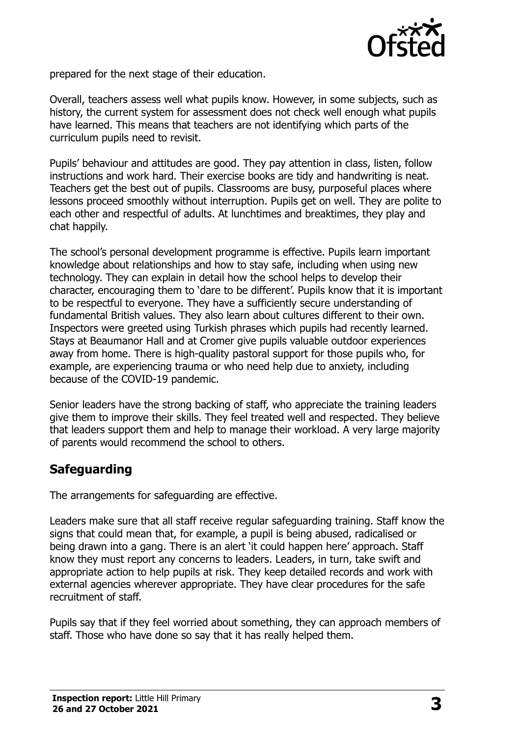prepared for the next stage of their education.

Overall, teachers assess well what pupils know. However, in some subjects, such as history, the current system for assessment does not check well enough what pupils have learned. This means that teachers are not identifying which parts of the curriculum pupils need to revisit.

Pupils' behaviour and attitudes are good. They pay attention in class, listen, follow instructions and work hard. Their exercise books are tidy and handwriting is neat. Teachers get the best out of pupils. Classrooms are busy, purposeful places where lessons proceed smoothly without interruption. Pupils get on well. They are polite to each other and respectful of adults. At lunchtimes and breaktimes, they play and chat happily.

The school's personal development programme is effective. Pupils learn important knowledge about relationships and how to stay safe, including when using new technology. They can explain in detail how the school helps to develop their character, encouraging them to 'dare to be different'. Pupils know that it is important to be respectful to everyone. They have a sufficiently secure understanding of fundamental British values. They also learn about cultures different to their own. Inspectors were greeted using Turkish phrases which pupils had recently learned. Stays at Beaumanor Hall and at Cromer give pupils valuable outdoor experiences away from home. There is high-quality pastoral support for those pupils who, for example, are experiencing trauma or who need help due to anxiety, including because of the COVID-19 pandemic.

Senior leaders have the strong backing of staff, who appreciate the training leaders give them to improve their skills. They feel treated well and respected. They believe that leaders support them and help to manage their workload. A very large majority of parents would recommend the school to others.

## Safeguarding

The arrangements for safeguarding are effective.

Leaders make sure that all staff receive regular safeguarding training. Staff know the signs that could mean that, for example, a pupil is being abused, radicalised or being drawn into a gang. There is an alert 'it could happen here' approach. Staff know they must report any concerns to leaders. Leaders, in turn, take swift and appropriate action to help pupils at risk. They keep detailed records and work with external agencies wherever appropriate. They have clear procedures for the safe recruitment of staff.

Pupils say that if they feel worried about something, they can approach members of staff. Those who have done so say that it has really helped them.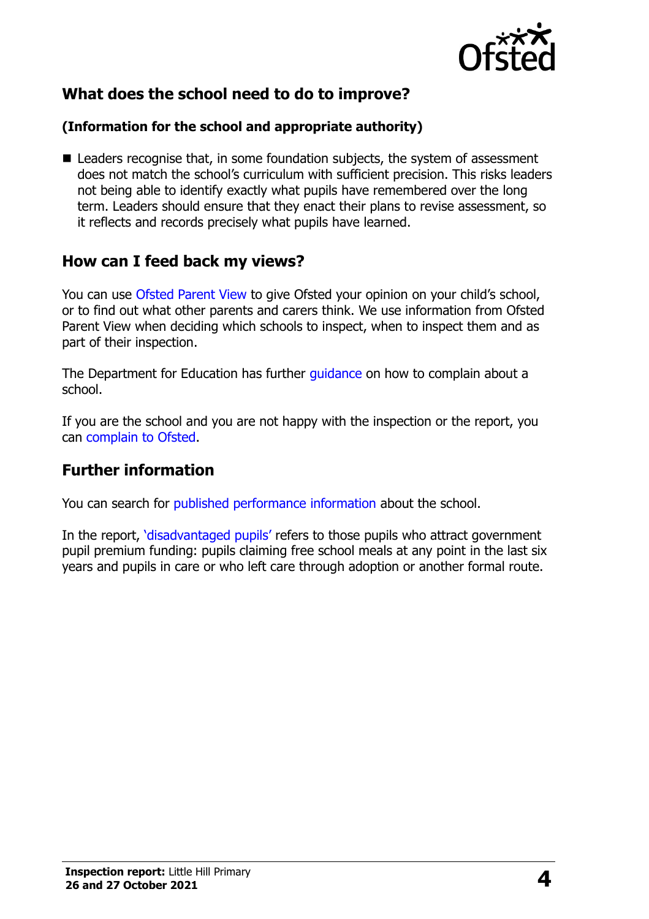## What does the school need to do to improve?

**(Information for the school and appropriate authority)**

- Leaders recognise that, in some foundation subjects, the system of assessment does not match the school's curriculum with sufficient precision. This risks leaders not being able to identify exactly what pupils have remembered over the long term. Leaders should ensure that they enact their plans to revise assessment, so it reflects and records precisely what pupils have learned.

## How can I feed back my views?

You can use Ofsted Parent View to give Ofsted your opinion on your child's school, or to find out what other parents and carers think. We use information from Ofsted Parent View when deciding which schools to inspect, when to inspect them and as part of their inspection.

The Department for Education has further guidance on how to complain about a school.

If you are the school and you are not happy with the inspection or the report, you can complain to Ofsted.

## Further information

You can search for published performance information about the school.

In the report, 'disadvantaged pupils' refers to those pupils who attract government pupil premium funding: pupils claiming free school meals at any point in the last six years and pupils in care or who left care through adoption or another formal route.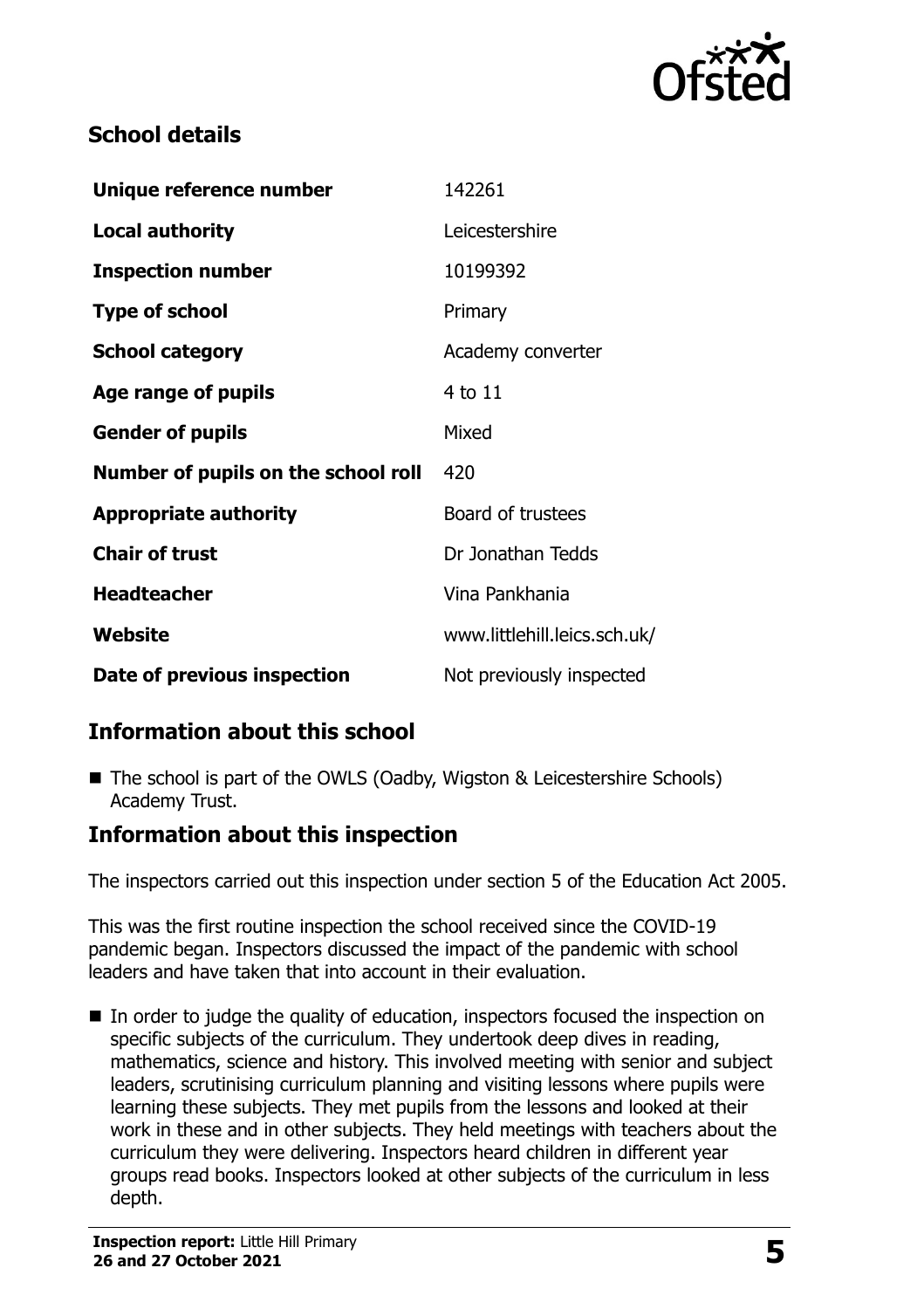## School details

| | |
|---|---|
| **Unique reference number** | 142261 |
| **Local authority** | Leicestershire |
| **Inspection number** | 10199392 |
| **Type of school** | Primary |
| **School category** | Academy converter |
| **Age range of pupils** | 4 to 11 |
| **Gender of pupils** | Mixed |
| **Number of pupils on the school roll** | 420 |
| **Appropriate authority** | Board of trustees |
| **Chair of trust** | Dr Jonathan Tedds |
| **Headteacher** | Vina Pankhania |
| **Website** | www.littlehill.leics.sch.uk/ |
| **Date of previous inspection** | Not previously inspected |

## Information about this school

- The school is part of the OWLS (Oadby, Wigston & Leicestershire Schools) Academy Trust.

## Information about this inspection

The inspectors carried out this inspection under section 5 of the Education Act 2005.

This was the first routine inspection the school received since the COVID-19 pandemic began. Inspectors discussed the impact of the pandemic with school leaders and have taken that into account in their evaluation.

- In order to judge the quality of education, inspectors focused the inspection on specific subjects of the curriculum. They undertook deep dives in reading, mathematics, science and history. This involved meeting with senior and subject leaders, scrutinising curriculum planning and visiting lessons where pupils were learning these subjects. They met pupils from the lessons and looked at their work in these and in other subjects. They held meetings with teachers about the curriculum they were delivering. Inspectors heard children in different year groups read books. Inspectors looked at other subjects of the curriculum in less depth.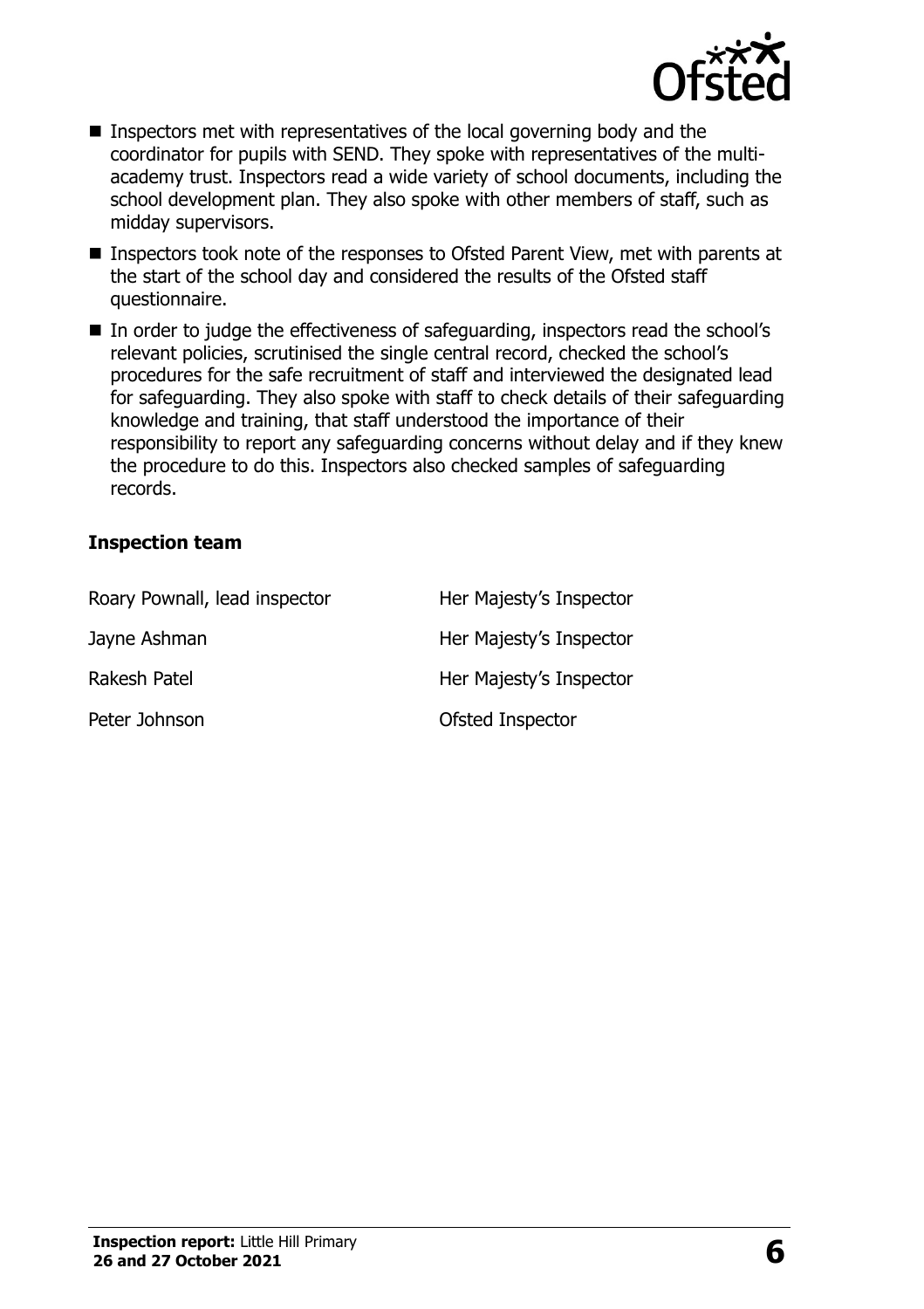- Inspectors met with representatives of the local governing body and the coordinator for pupils with SEND. They spoke with representatives of the multi-academy trust. Inspectors read a wide variety of school documents, including the school development plan. They also spoke with other members of staff, such as midday supervisors.
- Inspectors took note of the responses to Ofsted Parent View, met with parents at the start of the school day and considered the results of the Ofsted staff questionnaire.
- In order to judge the effectiveness of safeguarding, inspectors read the school's relevant policies, scrutinised the single central record, checked the school's procedures for the safe recruitment of staff and interviewed the designated lead for safeguarding. They also spoke with staff to check details of their safeguarding knowledge and training, that staff understood the importance of their responsibility to report any safeguarding concerns without delay and if they knew the procedure to do this. Inspectors also checked samples of safeguarding records.

### Inspection team

| | |
|---|---|
| Roary Pownall, lead inspector | Her Majesty's Inspector |
| Jayne Ashman | Her Majesty's Inspector |
| Rakesh Patel | Her Majesty's Inspector |
| Peter Johnson | Ofsted Inspector |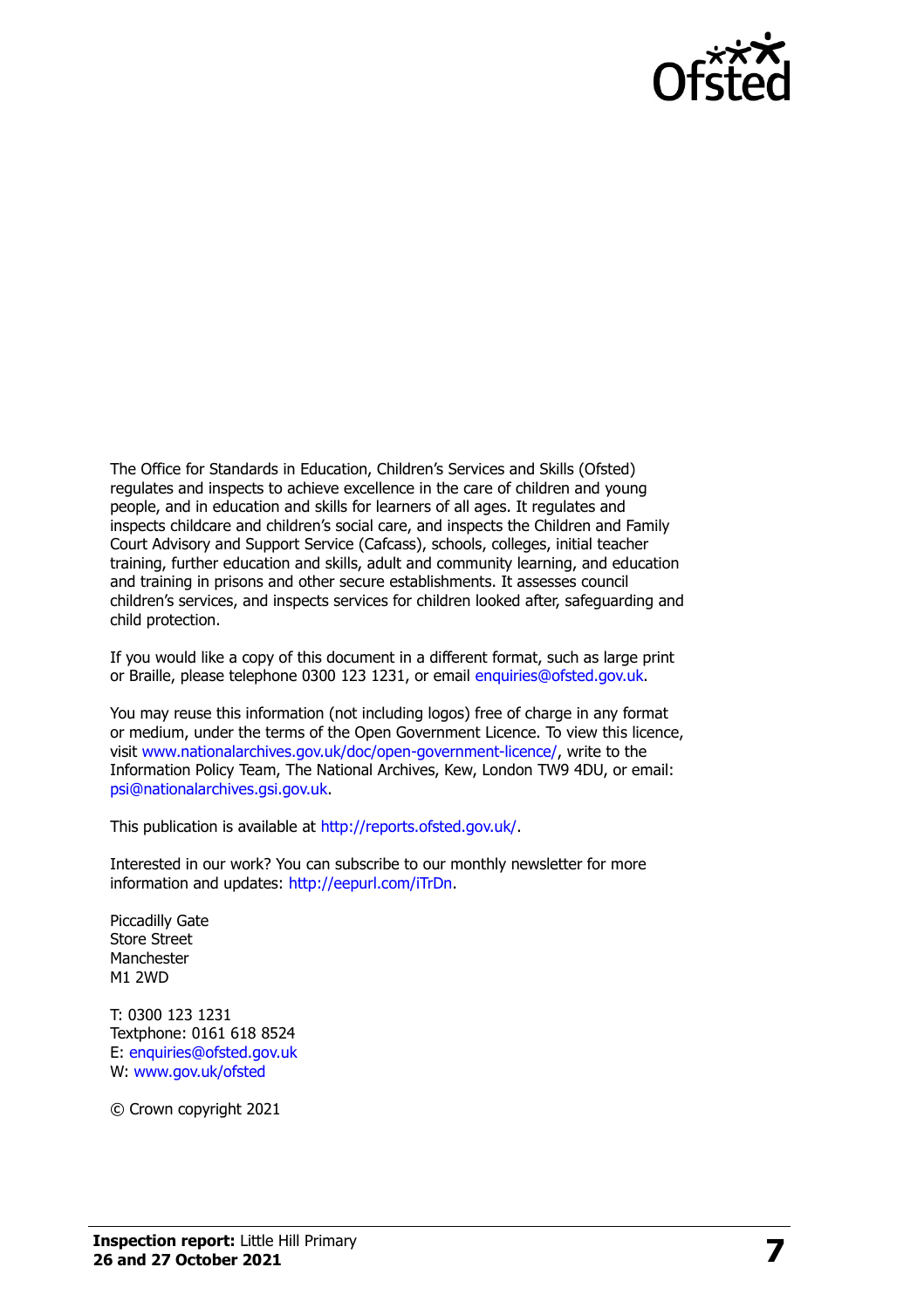The Office for Standards in Education, Children's Services and Skills (Ofsted) regulates and inspects to achieve excellence in the care of children and young people, and in education and skills for learners of all ages. It regulates and inspects childcare and children's social care, and inspects the Children and Family Court Advisory and Support Service (Cafcass), schools, colleges, initial teacher training, further education and skills, adult and community learning, and education and training in prisons and other secure establishments. It assesses council children's services, and inspects services for children looked after, safeguarding and child protection.

If you would like a copy of this document in a different format, such as large print or Braille, please telephone 0300 123 1231, or email enquiries@ofsted.gov.uk.

You may reuse this information (not including logos) free of charge in any format or medium, under the terms of the Open Government Licence. To view this licence, visit www.nationalarchives.gov.uk/doc/open-government-licence/, write to the Information Policy Team, The National Archives, Kew, London TW9 4DU, or email: psi@nationalarchives.gsi.gov.uk.

This publication is available at http://reports.ofsted.gov.uk/.

Interested in our work? You can subscribe to our monthly newsletter for more information and updates: http://eepurl.com/iTrDn.

Piccadilly Gate
Store Street
Manchester
M1 2WD

T: 0300 123 1231
Textphone: 0161 618 8524
E: enquiries@ofsted.gov.uk
W: www.gov.uk/ofsted

© Crown copyright 2021